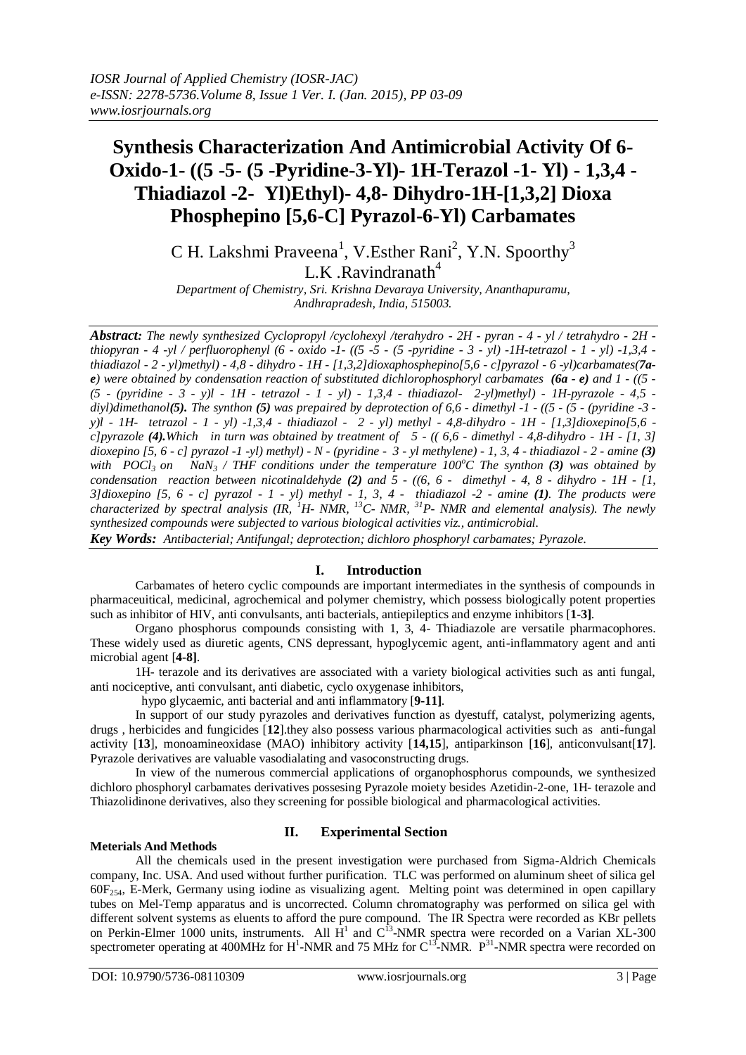# Synthesis Characterization And Antimicrobial Activity Of 6-Oxido-1- ((5 -5- (5 -Pyridine-3-Yl)- 1H-Terazol -1- Yl) - 1,3,4 - Thiadiazol -2- Yl)Ethyl)- 4,8- Dihydro-1H-[1,3,2] Dioxa Phosphepino [5,6-C] Pyrazol-6-Yl) Carbamates

C H. Lakshmi Praveena[1], V.Esther Rani[2], Y.N. Spoorthy[3]
L.K .Ravindranath[4]

*Department of Chemistry, Sri. Krishna Devaraya University, Ananthapuramu, Andhrapradesh, India, 515003.*

***Abstract:*** *The newly synthesized Cyclopropyl /cyclohexyl /terahydro - 2H - pyran - 4 - yl / tetrahydro - 2H - thiopyran - 4 -yl / perfluorophenyl (6 - oxido -1- ((5 -5 - (5 -pyridine - 3 - yl) -1H-tetrazol - 1 - yl) -1,3,4 - thiadiazol - 2 - yl)methyl) - 4,8 - dihydro - 1H - [1,3,2]dioxaphosphepino[5,6 - c]pyrazol - 6 -yl)carbamates(**7a-e**) were obtained by condensation reaction of substituted dichlorophosphoryl carbamates **(6a - e)** and 1 - ((5 - (5 - (pyridine - 3 - y)l - 1H - tetrazol - 1 - yl) - 1,3,4 - thiadiazol- 2-yl)methyl) - 1H-pyrazole - 4,5 - diyl)dimethanol**(5)**. The synthon **(5)** was prepaired by deprotection of 6,6 - dimethyl -1 - ((5 - (5 - (pyridine -3 - y)l - 1H- tetrazol - 1 - yl) -1,3,4 - thiadiazol - 2 - yl) methyl - 4,8-dihydro - 1H - [1,3]dioxepino[5,6 - c]pyrazole **(4)**.Which in turn was obtained by treatment of 5 - (( 6,6 - dimethyl - 4,8-dihydro - 1H - [1, 3] dioxepino [5, 6 - c] pyrazol -1 -yl) methyl) - N - (pyridine - 3 - yl methylene) - 1, 3, 4 - thiadiazol -2 - amine **(3)** with $POCl_3$ on $NaN_3$ / THF conditions under the temperature $100^oC$ The synthon **(3)** was obtained by condensation reaction between nicotinaldehyde **(2)** and 5 - ((6, 6 - dimethyl - 4, 8 - dihydro - 1H - [1, 3]dioxepino [5, 6 - c] pyrazol - 1 - yl) methyl - 1, 3, 4 - thiadiazol -2 - amine **(1)**. The products were characterized by spectral analysis (IR, $^1H$- NMR, $^{13}C$- NMR, $^{31}P$- NMR and elemental analysis). The newly synthesized compounds were subjected to various biological activities viz., antimicrobial.*

***Key Words:*** *Antibacterial; Antifungal; deprotection; dichloro phosphoryl carbamates; Pyrazole.*

## I. Introduction

Carbamates of hetero cyclic compounds are important intermediates in the synthesis of compounds in pharmaceuitical, medicinal, agrochemical and polymer chemistry, which possess biologically potent properties such as inhibitor of HIV, anti convulsants, anti bacterials, antiepileptics and enzyme inhibitors [**1-3**].

Organo phosphorus compounds consisting with 1, 3, 4- Thiadiazole are versatile pharmacophores. These widely used as diuretic agents, CNS depressant, hypoglycemic agent, anti-inflammatory agent and anti microbial agent [**4-8**].

1H- terazole and its derivatives are associated with a variety biological activities such as anti fungal, anti nociceptive, anti convulsant, anti diabetic, cyclo oxygenase inhibitors, hypo glycaemic, anti bacterial and anti inflammatory [**9-11**].

In support of our study pyrazoles and derivatives function as dyestuff, catalyst, polymerizing agents, drugs , herbicides and fungicides [**12**].they also possess various pharmacological activities such as anti-fungal activity [**13**], monoamineoxidase (MAO) inhibitory activity [**14,15**], antiparkinson [**16**], anticonvulsant[**17**]. Pyrazole derivatives are valuable vasodialating and vasoconstructing drugs.

In view of the numerous commercial applications of organophosphorus compounds, we synthesized dichloro phosphoryl carbamates derivatives possesing Pyrazole moiety besides Azetidin-2-one, 1H- terazole and Thiazolidinone derivatives, also they screening for possible biological and pharmacological activities.

## II. Experimental Section

### Meterials And Methods

All the chemicals used in the present investigation were purchased from Sigma-Aldrich Chemicals company, Inc. USA. And used without further purification. TLC was performed on aluminum sheet of silica gel $60F_{254}$, E-Merk, Germany using iodine as visualizing agent. Melting point was determined in open capillary tubes on Mel-Temp apparatus and is uncorrected. Column chromatography was performed on silica gel with different solvent systems as eluents to afford the pure compound. The IR Spectra were recorded as KBr pellets on Perkin-Elmer 1000 units, instruments. All $H^1$ and $C^{13}$-NMR spectra were recorded on a Varian XL-300 spectrometer operating at 400MHz for $H^1$-NMR and 75 MHz for $C^{13}$-NMR. $P^{31}$-NMR spectra were recorded on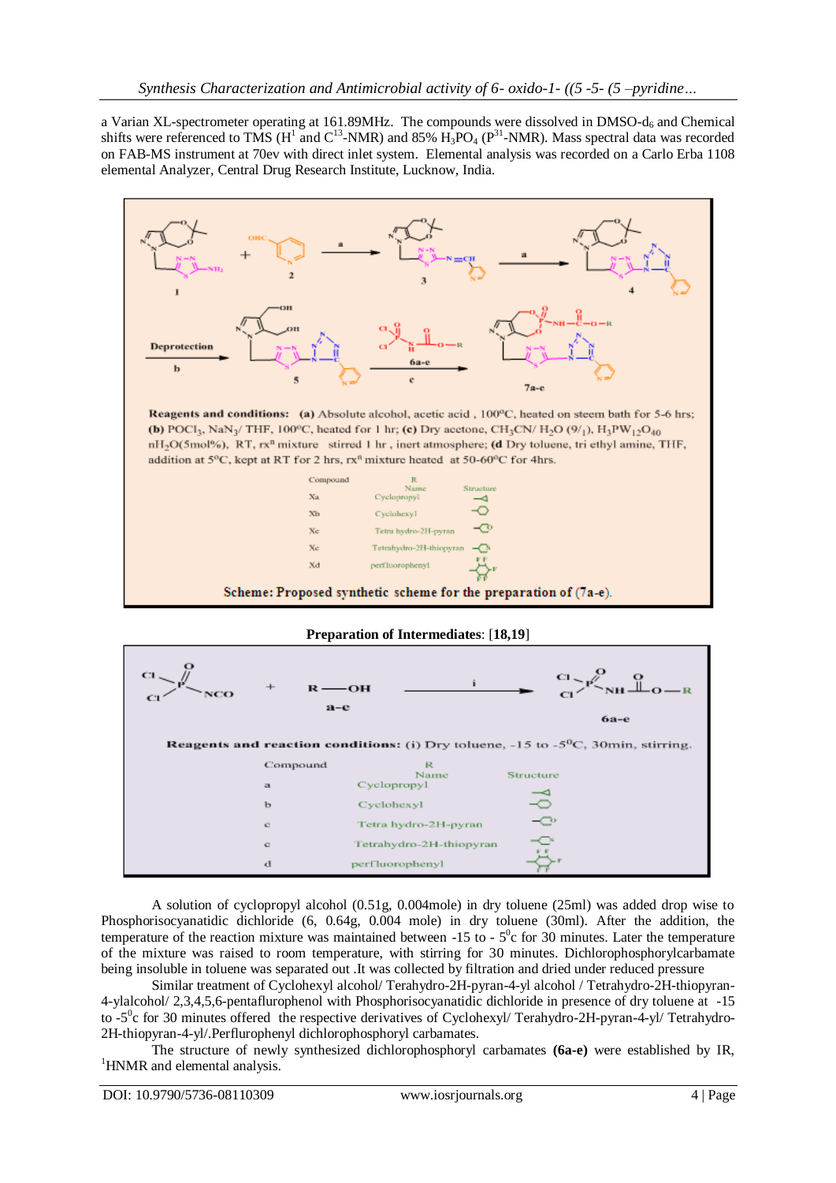a Varian XL-spectrometer operating at 161.89MHz. The compounds were dissolved in DMSO-$d_6$ and Chemical shifts were referenced to TMS ($H^1$ and $C^{13}$-NMR) and 85% $H_3PO_4$ ($P^{31}$-NMR). Mass spectral data was recorded on FAB-MS instrument at 70ev with direct inlet system. Elemental analysis was recorded on a Carlo Erba 1108 elemental Analyzer, Central Drug Research Institute, Lucknow, India.

Deprotection

b

a

a

c

1 2 3 4 5 6a-e 7a-e

**Reagents and conditions:** **(a)** Absolute alcohol, acetic acid , 100°C, heated on steem bath for 5-6 hrs; **(b)** $POCl_3$, $NaN_3$/ THF, 100°C, heated for 1 hr; **(c)** Dry acetone, $CH_3CN$/ $H_2O$ (9/1), $H_3PW_{12}O_{40}$ $nH_2O$(5mol%), RT, rx$^n$ mixture stirred 1 hr , inert atmosphere; **(d** Dry toluene, tri ethyl amine, THF, addition at 5°C, kept at RT for 2 hrs, rx$^n$ mixture heated at 50-60°C for 4hrs.

| Compound | R Name | Structure |
|---|---|---|
| Xa | Cyclopropyl | |
| Xb | Cyclohexyl | |
| Xc | Tetra hydro-2H-pyran | |
| Xc | Tetrahydro-2H-thiopyran | |
| Xd | perfluorophenyl | |

**Scheme: Proposed synthetic scheme for the preparation of (7a-e).**

**Preparation of Intermediates**: [**18,19**]

R—OH

a–e

i

6a–e

**Reagents and reaction conditions:** (i) Dry toluene, -15 to -5°C, 30min, stirring.

| Compound | R Name | Structure |
|---|---|---|
| a | Cyclopropyl | |
| b | Cyclohexyl | |
| c | Tetra hydro-2H-pyran | |
| c | Tetrahydro-2H-thiopyran | |
| d | perfluorophenyl | |

A solution of cyclopropyl alcohol (0.51g, 0.004mole) in dry toluene (25ml) was added drop wise to Phosphorisocyanatidic dichloride (6, 0.64g, 0.004 mole) in dry toluene (30ml). After the addition, the temperature of the reaction mixture was maintained between -15 to - 5°c for 30 minutes. Later the temperature of the mixture was raised to room temperature, with stirring for 30 minutes. Dichlorophosphorylcarbamate being insoluble in toluene was separated out .It was collected by filtration and dried under reduced pressure

Similar treatment of Cyclohexyl alcohol/ Terahydro-2H-pyran-4-yl alcohol / Tetrahydro-2H-thiopyran-4-ylalcohol/ 2,3,4,5,6-pentaflurophenol with Phosphorisocyanatidic dichloride in presence of dry toluene at -15 to -5°c for 30 minutes offered the respective derivatives of Cyclohexyl/ Terahydro-2H-pyran-4-yl/ Tetrahydro-2H-thiopyran-4-yl/.Perflurophenyl dichlorophosphoryl carbamates.

The structure of newly synthesized dichlorophosphoryl carbamates **(6a-e)** were established by IR, $^1$HNMR and elemental analysis.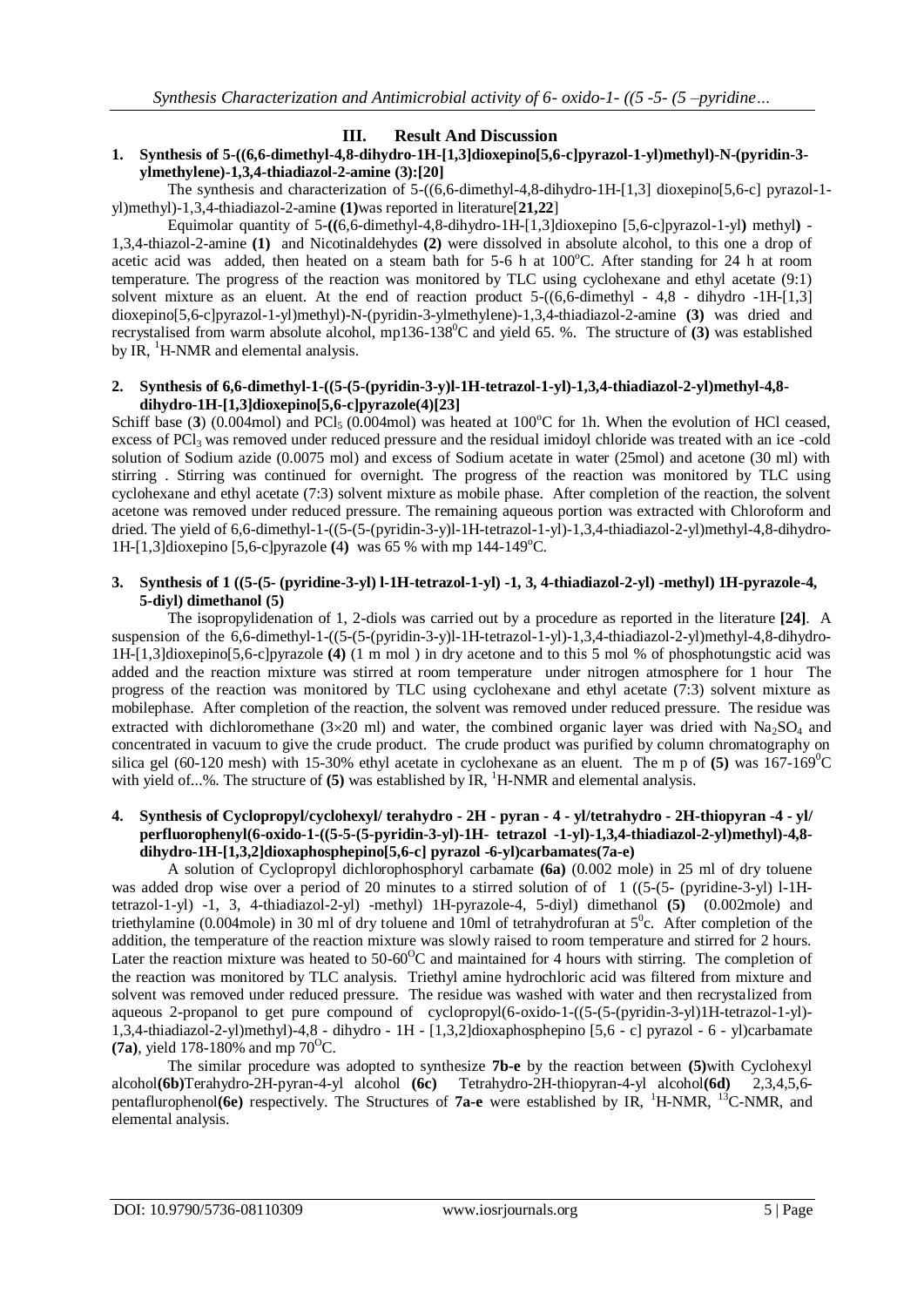## III. Result And Discussion

### 1. Synthesis of 5-((6,6-dimethyl-4,8-dihydro-1H-[1,3]dioxepino[5,6-c]pyrazol-1-yl)methyl)-N-(pyridin-3-ylmethylene)-1,3,4-thiadiazol-2-amine (3):[20]

The synthesis and characterization of 5-((6,6-dimethyl-4,8-dihydro-1H-[1,3] dioxepino[5,6-c] pyrazol-1-yl)methyl)-1,3,4-thiadiazol-2-amine **(1)**was reported in literature[**21,22**]

Equimolar quantity of 5-**((**6,6-dimethyl-4,8-dihydro-1H-[1,3]dioxepino [5,6-c]pyrazol-1-yl**)** methyl**)** -1,3,4-thiazol-2-amine **(1)** and Nicotinaldehydes **(2)** were dissolved in absolute alcohol, to this one a drop of acetic acid was added, then heated on a steam bath for 5-6 h at 100°C. After standing for 24 h at room temperature. The progress of the reaction was monitored by TLC using cyclohexane and ethyl acetate (9:1) solvent mixture as an eluent. At the end of reaction product 5-((6,6-dimethyl - 4,8 - dihydro -1H-[1,3] dioxepino[5,6-c]pyrazol-1-yl)methyl)-N-(pyridin-3-ylmethylene)-1,3,4-thiadiazol-2-amine **(3)** was dried and recrystalised from warm absolute alcohol, mp136-138°C and yield 65. %. The structure of **(3)** was established by IR, $^{1}$H-NMR and elemental analysis.

### 2. Synthesis of 6,6-dimethyl-1-((5-(5-(pyridin-3-y)l-1H-tetrazol-1-yl)-1,3,4-thiadiazol-2-yl)methyl-4,8-dihydro-1H-[1,3]dioxepino[5,6-c]pyrazole(4)[23]

Schiff base (**3**) (0.004mol) and $PCl_5$ (0.004mol) was heated at 100°C for 1h. When the evolution of HCl ceased, excess of $PCl_3$ was removed under reduced pressure and the residual imidoyl chloride was treated with an ice -cold solution of Sodium azide (0.0075 mol) and excess of Sodium acetate in water (25mol) and acetone (30 ml) with stirring . Stirring was continued for overnight. The progress of the reaction was monitored by TLC using cyclohexane and ethyl acetate (7:3) solvent mixture as mobile phase. After completion of the reaction, the solvent acetone was removed under reduced pressure. The remaining aqueous portion was extracted with Chloroform and dried. The yield of 6,6-dimethyl-1-((5-(5-(pyridin-3-y)l-1H-tetrazol-1-yl)-1,3,4-thiadiazol-2-yl)methyl-4,8-dihydro-1H-[1,3]dioxepino [5,6-c]pyrazole **(**4**)** was 65 % with mp 144-149°C.

### 3. Synthesis of 1 ((5-(5- (pyridine-3-yl) l-1H-tetrazol-1-yl) -1, 3, 4-thiadiazol-2-yl) -methyl) 1H-pyrazole-4, 5-diyl) dimethanol (5)

The isopropylidenation of 1, 2-diols was carried out by a procedure as reported in the literature **[24]**. A suspension of the 6,6-dimethyl-1-((5-(5-(pyridin-3-y)l-1H-tetrazol-1-yl)-1,3,4-thiadiazol-2-yl)methyl-4,8-dihydro-1H-[1,3]dioxepino[5,6-c]pyrazole **(4)** (1 m mol ) in dry acetone and to this 5 mol % of phosphotungstic acid was added and the reaction mixture was stirred at room temperature under nitrogen atmosphere for 1 hour The progress of the reaction was monitored by TLC using cyclohexane and ethyl acetate (7:3) solvent mixture as mobilephase. After completion of the reaction, the solvent was removed under reduced pressure. The residue was extracted with dichloromethane (3×20 ml) and water, the combined organic layer was dried with $Na_2SO_4$ and concentrated in vacuum to give the crude product. The crude product was purified by column chromatography on silica gel (60-120 mesh) with 15-30% ethyl acetate in cyclohexane as an eluent. The m p of **(5)** was 167-169°C with yield of...%. The structure of **(5)** was established by IR, $^{1}$H-NMR and elemental analysis.

### 4. Synthesis of Cyclopropyl/cyclohexyl/ terahydro - 2H - pyran - 4 - yl/tetrahydro - 2H-thiopyran -4 - yl/ perfluorophenyl(6-oxido-1-((5-5-(5-pyridin-3-yl)-1H- tetrazol -1-yl)-1,3,4-thiadiazol-2-yl)methyl)-4,8-dihydro-1H-[1,3,2]dioxaphosphepino[5,6-c] pyrazol -6-yl)carbamates(7a-e)

A solution of Cyclopropyl dichlorophosphoryl carbamate **(6a)** (0.002 mole) in 25 ml of dry toluene was added drop wise over a period of 20 minutes to a stirred solution of of 1 ((5-(5- (pyridine-3-yl) l-1H-tetrazol-1-yl) -1, 3, 4-thiadiazol-2-yl) -methyl) 1H-pyrazole-4, 5-diyl) dimethanol **(5)** (0.002mole) and triethylamine (0.004mole) in 30 ml of dry toluene and 10ml of tetrahydrofuran at 5°c. After completion of the addition, the temperature of the reaction mixture was slowly raised to room temperature and stirred for 2 hours. Later the reaction mixture was heated to 50-60°C and maintained for 4 hours with stirring. The completion of the reaction was monitored by TLC analysis. Triethyl amine hydrochloric acid was filtered from mixture and solvent was removed under reduced pressure. The residue was washed with water and then recrystalized from aqueous 2-propanol to get pure compound of cyclopropyl(6-oxido-1-((5-(5-(pyridin-3-yl)1H-tetrazol-1-yl)-1,3,4-thiadiazol-2-yl)methyl)-4,8 - dihydro - 1H - [1,3,2]dioxaphosphepino [5,6 - c] pyrazol - 6 - yl)carbamate **(7a)**, yield 178-180% and mp 70°C.

The similar procedure was adopted to synthesize **7b-e** by the reaction between **(5)**with Cyclohexyl alcohol**(6b)**Terahydro-2H-pyran-4-yl alcohol **(6c)** Tetrahydro-2H-thiopyran-4-yl alcohol**(6d)** 2,3,4,5,6-pentaflurophenol**(6e)** respectively. The Structures of **7a-e** were established by IR, $^{1}$H-NMR, $^{13}$C-NMR, and elemental analysis.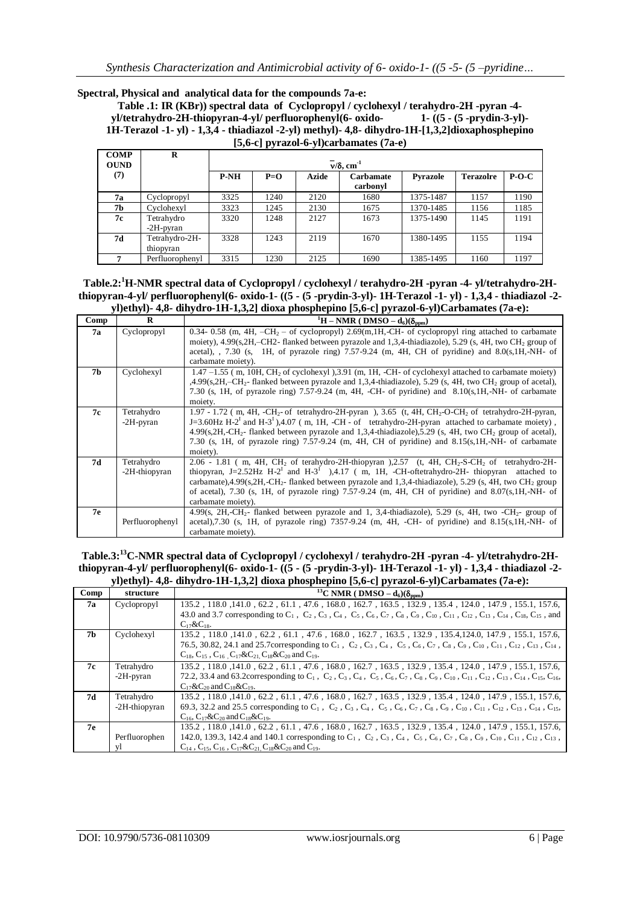**Spectral, Physical and analytical data for the compounds 7a-e:**

**Table .1: IR (KBr)) spectral data of Cyclopropyl / cyclohexyl / terahydro-2H -pyran -4-yl/tetrahydro-2H-thiopyran-4-yl/ perfluorophenyl(6- oxido- 1- ((5 - (5 -prydin-3-yl)- 1H-Terazol -1- yl) - 1,3,4 - thiadiazol -2-yl) methyl)- 4,8- dihydro-1H-[1,3,2]dioxaphosphepino [5,6-c] pyrazol-6-yl)carbamates (7a-e)**

| COMPOUND (7) | R | $\bar{\nu}/\delta$, $cm^{-1}$ | | | | | | |
|---|---|---|---|---|---|---|---|---|
| | | P-NH | P=O | Azide | Carbamate carbonyl | Pyrazole | Terazolre | P-O-C |
| 7a | Cyclopropyl | 3325 | 1240 | 2120 | 1680 | 1375-1487 | 1157 | 1190 |
| 7b | Cyclohexyl | 3323 | 1245 | 2130 | 1675 | 1370-1485 | 1156 | 1185 |
| 7c | Tetrahydro -2H-pyran | 3320 | 1248 | 2127 | 1673 | 1375-1490 | 1145 | 1191 |
| 7d | Tetrahydro-2H-thiopyran | 3328 | 1243 | 2119 | 1670 | 1380-1495 | 1155 | 1194 |
| 7 | Perfluorophenyl | 3315 | 1230 | 2125 | 1690 | 1385-1495 | 1160 | 1197 |

**Table.2:[1]H-NMR spectral data of Cyclopropyl / cyclohexyl / terahydro-2H -pyran -4- yl/tetrahydro-2H-thiopyran-4-yl/ perfluorophenyl(6- oxido-1- ((5 - (5 -prydin-3-yl)- 1H-Terazol -1- yl) - 1,3,4 - thiadiazol -2-yl)ethyl)- 4,8- dihydro-1H-1,3,2] dioxa phosphepino [5,6-c] pyrazol-6-yl)Carbamates (7a-e):**

| Comp | R | $^{1}H$ – NMR ( DMSO – $d_6$)($\delta_{ppm}$) |
|---|---|---|
| 7a | Cyclopropyl | 0.34- 0.58 (m, 4H, $-CH_2$ – of cyclopropyl) 2.69(m,1H,-CH- of cyclopropyl ring attached to carbamate moiety), 4.99(s,2H,–CH2- flanked between pyrazole and 1,3,4-thiadiazole), 5.29 (s, 4H, two $CH_2$ group of acetal), , 7.30 (s, 1H, of pyrazole ring) 7.57-9.24 (m, 4H, CH of pyridine) and 8.0(s,1H,-NH- of carbamate moiety). |
| 7b | Cyclohexyl | 1.47 –1.55 ( m, 10H, $CH_2$ of cyclohexyl ),3.91 (m, 1H, -CH- of cyclohexyl attached to carbamate moiety) ,4.99(s,2H,–$CH_2$- flanked between pyrazole and 1,3,4-thiadiazole), 5.29 (s, 4H, two $CH_2$ group of acetal), 7.30 (s, 1H, of pyrazole ring) 7.57-9.24 (m, 4H, -CH- of pyridine) and 8.10(s,1H,-NH- of carbamate moiety. |
| 7c | Tetrahydro -2H-pyran | 1.97 - 1.72 ( m, 4H, -$CH_2$- of tetrahydro-2H-pyran ), 3.65 (t, 4H, $CH_2$-O-$CH_2$ of tetrahydro-2H-pyran, J=3.60Hz H-2[I] and H-3[I] ),4.07 ( m, 1H, -CH - of tetrahydro-2H-pyran attached to carbamate moiety) , 4.99(s,2H,-$CH_2$- flanked between pyrazole and 1,3,4-thiadiazole),5.29 (s, 4H, two $CH_2$ group of acetal), 7.30 (s, 1H, of pyrazole ring) 7.57-9.24 (m, 4H, CH of pyridine) and 8.15(s,1H,-NH- of carbamate moiety). |
| 7d | Tetrahydro -2H-thiopyran | 2.06 - 1.81 ( m, 4H, $CH_2$ of terahydro-2H-thiopyran ),2.57 (t, 4H, $CH_2$-S-$CH_2$ of tetrahydro-2H-thiopyran, J=2.52Hz H-2[I] and H-3[I] ),4.17 ( m, 1H, -CH-oftetrahydro-2H- thiopyran attached to carbamate),4.99(s,2H,-$CH_2$- flanked between pyrazole and 1,3,4-thiadiazole), 5.29 (s, 4H, two $CH_2$ group of acetal), 7.30 (s, 1H, of pyrazole ring) 7.57-9.24 (m, 4H, CH of pyridine) and 8.07(s,1H,-NH- of carbamate moiety). |
| 7e | Perfluorophenyl | 4.99(s, 2H,-$CH_2$- flanked between pyrazole and 1, 3,4-thiadiazole), 5.29 (s, 4H, two -$CH_2$- group of acetal),7.30 (s, 1H, of pyrazole ring) 7357-9.24 (m, 4H, -CH- of pyridine) and 8.15(s,1H,-NH- of carbamate moiety). |

**Table.3:[13]C-NMR spectral data of Cyclopropyl / cyclohexyl / terahydro-2H -pyran -4- yl/tetrahydro-2H-thiopyran-4-yl/ perfluorophenyl(6- oxido-1- ((5 - (5 -prydin-3-yl)- 1H-Terazol -1- yl) - 1,3,4 - thiadiazol -2-yl)ethyl)- 4,8- dihydro-1H-1,3,2] dioxa phosphepino [5,6-c] pyrazol-6-yl)Carbamates (7a-e):**

| Comp | structure | $^{13}C$ NMR ( DMSO – $d_6$)($\delta_{ppm}$) |
|---|---|---|
| 7a | Cyclopropyl | 135.2 , 118.0 ,141.0 , 62.2 , 61.1 , 47.6 , 168.0 , 162.7 , 163.5 , 132.9 , 135.4 , 124.0 , 147.9 , 155.1, 157.6, 43.0 and 3.7 corresponding to $C_1$ , $C_2$ , $C_3$ , $C_4$ , $C_5$ , $C_6$ , $C_7$ , $C_8$ , $C_9$ , $C_{10}$ , $C_{11}$ , $C_{12}$ , $C_{13}$ , $C_{14}$ , $C_{18}$, $C_{15}$ , and $C_{17}$&$C_{18}$. |
| 7b | Cyclohexyl | 135.2 , 118.0 ,141.0 , 62.2 , 61.1 , 47.6 , 168.0 , 162.7 , 163.5 , 132.9 , 135.4,124.0, 147.9 , 155.1, 157.6, 76.5, 30.82, 24.1 and 25.7corresponding to $C_1$ , $C_2$ , $C_3$ , $C_4$ , $C_5$ , $C_6$ , $C_7$ , $C_8$ , $C_9$ , $C_{10}$ , $C_{11}$ , $C_{12}$ , $C_{13}$ , $C_{14}$ , $C_{18}$, $C_{15}$ , $C_{16}$ , $C_{17}$&$C_{21}$, $C_{18}$&$C_{20}$ and $C_{19}$. |
| 7c | Tetrahydro -2H-pyran | 135.2 , 118.0 ,141.0 , 62.2 , 61.1 , 47.6 , 168.0 , 162.7 , 163.5 , 132.9 , 135.4 , 124.0 , 147.9 , 155.1, 157.6, 72.2, 33.4 and 63.2corresponding to $C_1$ , $C_2$ , $C_3$ , $C_4$ , $C_5$ , $C_6$ , $C_7$ , $C_8$ , $C_9$ , $C_{10}$ , $C_{11}$ , $C_{12}$ , $C_{13}$ , $C_{14}$ , $C_{15}$, $C_{16}$, $C_{17}$&$C_{20}$ and $C_{18}$&$C_{19}$. |
| 7d | Tetrahydro -2H-thiopyran | 135.2 , 118.0 ,141.0 , 62.2 , 61.1 , 47.6 , 168.0 , 162.7 , 163.5 , 132.9 , 135.4 , 124.0 , 147.9 , 155.1, 157.6, 69.3, 32.2 and 25.5 corresponding to $C_1$ , $C_2$ , $C_3$ , $C_4$ , $C_5$ , $C_6$ , $C_7$ , $C_8$ , $C_9$ , $C_{10}$ , $C_{11}$ , $C_{12}$ , $C_{13}$ , $C_{14}$ , $C_{15}$, $C_{16}$, $C_{17}$&$C_{20}$ and $C_{18}$&$C_{19}$. |
| 7e | Perfluorophenyl | 135.2 , 118.0 ,141.0 , 62.2 , 61.1 , 47.6 , 168.0 , 162.7 , 163.5 , 132.9 , 135.4 , 124.0 , 147.9 , 155.1, 157.6, 142.0, 139.3, 142.4 and 140.1 corresponding to $C_1$ , $C_2$ , $C_3$ , $C_4$ , $C_5$ , $C_6$ , $C_7$ , $C_8$ , $C_9$ , $C_{10}$ , $C_{11}$ , $C_{12}$ , $C_{13}$ , $C_{14}$ , $C_{15}$, $C_{16}$ , $C_{17}$&$C_{21}$, $C_{18}$&$C_{20}$ and $C_{19}$. |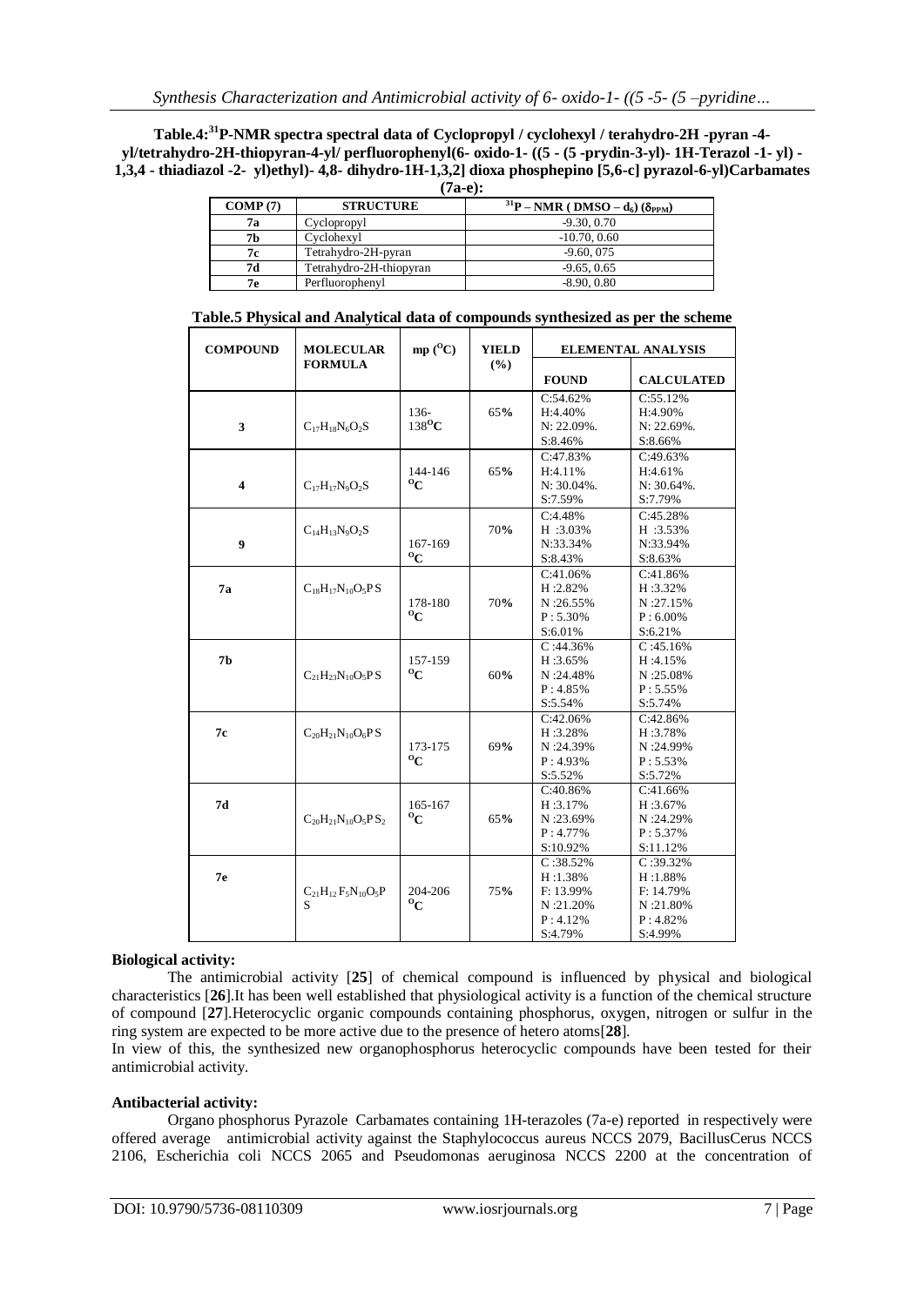**Table.4: $^{31}$P-NMR spectra spectral data of Cyclopropyl / cyclohexyl / terahydro-2H -pyran -4-yl/tetrahydro-2H-thiopyran-4-yl/ perfluorophenyl(6- oxido-1- ((5 - (5 -prydin-3-yl)- 1H-Terazol -1- yl) - 1,3,4 - thiadiazol -2- yl)ethyl)- 4,8- dihydro-1H-1,3,2] dioxa phosphepino [5,6-c] pyrazol-6-yl)Carbamates (7a-e):**

| COMP (7) | STRUCTURE | $^{31}$P – NMR ( DMSO – $d_6$) ($\delta_{PPM}$) |
|---|---|---|
| 7a | Cyclopropyl | -9.30, 0.70 |
| 7b | Cyclohexyl | -10.70, 0.60 |
| 7c | Tetrahydro-2H-pyran | -9.60, 075 |
| 7d | Tetrahydro-2H-thiopyran | -9.65, 0.65 |
| 7e | Perfluorophenyl | -8.90, 0.80 |

**Table.5 Physical and Analytical data of compounds synthesized as per the scheme**

| COMPOUND | MOLECULAR FORMULA | mp ($^{O}$C) | YIELD (%) | ELEMENTAL ANALYSIS | |
|---|---|---|---|---|---|
| | | | | FOUND | CALCULATED |
| 3 | $C_{17}H_{18}N_6O_2S$ | 136-138$^{O}$C | 65% | C:54.62% H:4.40% N: 22.09%. S:8.46% | C:55.12% H:4.90% N: 22.69%. S:8.66% |
| 4 | $C_{17}H_{17}N_9O_2S$ | 144-146 $^{O}$C | 65% | C:47.83% H:4.11% N: 30.04%. S:7.59% | C:49.63% H:4.61% N: 30.64%. S:7.79% |
| 9 | $C_{14}H_{13}N_9O_2S$ | 167-169 $^{O}$C | 70% | C:4.48% H :3.03% N:33.34% S:8.43% | C:45.28% H :3.53% N:33.94% S:8.63% |
| 7a | $C_{18}H_{17}N_{10}O_5PS$ | 178-180 $^{O}$C | 70% | C:41.06% H :2.82% N :26.55% P : 5.30% S:6.01% | C:41.86% H :3.32% N :27.15% P : 6.00% S:6.21% |
| 7b | $C_{21}H_{23}N_{10}O_5PS$ | 157-159 $^{O}$C | 60% | C :44.36% H :3.65% N :24.48% P : 4.85% S:5.54% | C :45.16% H :4.15% N :25.08% P : 5.55% S:5.74% |
| 7c | $C_{20}H_{21}N_{10}O_6PS$ | 173-175 $^{O}$C | 69% | C:42.06% H :3.28% N :24.39% P : 4.93% S:5.52% | C:42.86% H :3.78% N :24.99% P : 5.53% S:5.72% |
| 7d | $C_{20}H_{21}N_{10}O_5PS_2$ | 165-167 $^{O}$C | 65% | C:40.86% H :3.17% N :23.69% P : 4.77% S:10.92% | C:41.66% H :3.67% N :24.29% P : 5.37% S:11.12% |
| 7e | $C_{21}H_{12}F_5N_{10}O_5PS$ | 204-206 $^{O}$C | 75% | C :38.52% H :1.38% F: 13.99% N :21.20% P : 4.12% S:4.79% | C :39.32% H :1.88% F: 14.79% N :21.80% P : 4.82% S:4.99% |

**Biological activity:**

The antimicrobial activity [25] of chemical compound is influenced by physical and biological characteristics [26].It has been well established that physiological activity is a function of the chemical structure of compound [27].Heterocyclic organic compounds containing phosphorus, oxygen, nitrogen or sulfur in the ring system are expected to be more active due to the presence of hetero atoms[28].

In view of this, the synthesized new organophosphorus heterocyclic compounds have been tested for their antimicrobial activity.

**Antibacterial activity:**

Organo phosphorus Pyrazole Carbamates containing 1H-terazoles (7a-e) reported in respectively were offered average antimicrobial activity against the Staphylococcus aureus NCCS 2079, BacillusCerus NCCS 2106, Escherichia coli NCCS 2065 and Pseudomonas aeruginosa NCCS 2200 at the concentration of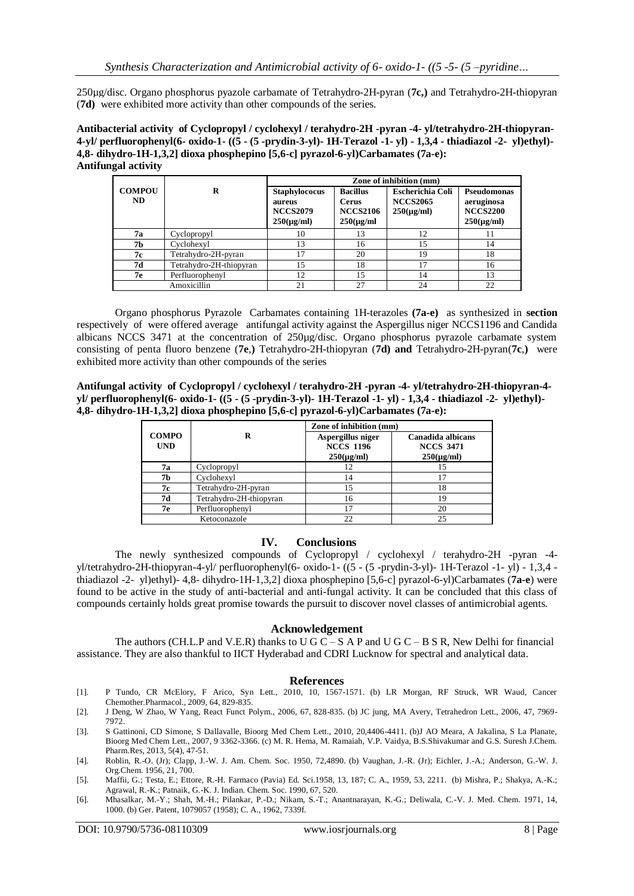250µg/disc. Organo phosphorus pyazole carbamate of Tetrahydro-2H-pyran (**7c,**) and Tetrahydro-2H-thiopyran (**7d**) were exhibited more activity than other compounds of the series.

**Antibacterial activity of Cyclopropyl / cyclohexyl / terahydro-2H -pyran -4- yl/tetrahydro-2H-thiopyran-4-yl/ perfluorophenyl(6- oxido-1- ((5 - (5 -prydin-3-yl)- 1H-Terazol -1- yl) - 1,3,4 - thiadiazol -2- yl)ethyl)-4,8- dihydro-1H-1,3,2] dioxa phosphepino [5,6-c] pyrazol-6-yl)Carbamates (7a-e):**
**Antifungal activity**

| COMPOUND | R | Zone of inhibition (mm) | | | |
|---|---|---|---|---|---|
| | | Staphylococus aureus NCCS2079 250(µg/ml) | Bacillus Cerus NCCS2106 250(µg/ml | Escherichia Coli NCCS2065 250(µg/ml) | Pseudomonas aeruginosa NCCS2200 250(µg/ml) |
| 7a | Cyclopropyl | 10 | 13 | 12 | 11 |
| 7b | Cyclohexyl | 13 | 16 | 15 | 14 |
| 7c | Tetrahydro-2H-pyran | 17 | 20 | 19 | 18 |
| 7d | Tetrahydro-2H-thiopyran | 15 | 18 | 17 | 16 |
| 7e | Perfluorophenyl | 12 | 15 | 14 | 13 |
| Amoxicillin | | 21 | 27 | 24 | 22 |

Organo phosphorus Pyrazole Carbamates containing 1H-terazoles **(7a-e)** as synthesized in **section** respectively of were offered average antifungal activity against the Aspergillus niger NCCS1196 and Candida albicans NCCS 3471 at the concentration of 250µg/disc. Organo phosphorus pyrazole carbamate system consisting of penta fluoro benzene (**7e**,**)** Tetrahydro-2H-thiopyran (**7d) and** Tetrahydro-2H-pyran(**7c**,**)** were exhibited more activity than other compounds of the series

**Antifungal activity of Cyclopropyl / cyclohexyl / terahydro-2H -pyran -4- yl/tetrahydro-2H-thiopyran-4-yl/ perfluorophenyl(6- oxido-1- ((5 - (5 -prydin-3-yl)- 1H-Terazol -1- yl) - 1,3,4 - thiadiazol -2- yl)ethyl)-4,8- dihydro-1H-1,3,2] dioxa phosphepino [5,6-c] pyrazol-6-yl)Carbamates (7a-e):**

| COMPOUND | R | Zone of inhibition (mm) | |
|---|---|---|---|
| | | Aspergillus niger NCCS 1196 250(µg/ml) | Canadida albicans NCCS 3471 250(µg/ml) |
| 7a | Cyclopropyl | 12 | 15 |
| 7b | Cyclohexyl | 14 | 17 |
| 7c | Tetrahydro-2H-pyran | 15 | 18 |
| 7d | Tetrahydro-2H-thiopyran | 16 | 19 |
| 7e | Perfluorophenyl | 17 | 20 |
| Ketoconazole | | 22 | 25 |

## IV. Conclusions

The newly synthesized compounds of Cyclopropyl / cyclohexyl / terahydro-2H -pyran -4-yl/tetrahydro-2H-thiopyran-4-yl/ perfluorophenyl(6- oxido-1- ((5 - (5 -prydin-3-yl)- 1H-Terazol -1- yl) - 1,3,4 - thiadiazol -2- yl)ethyl)- 4,8- dihydro-1H-1,3,2] dioxa phosphepino [5,6-c] pyrazol-6-yl)Carbamates (**7a-e**) were found to be active in the study of anti-bacterial and anti-fungal activity. It can be concluded that this class of compounds certainly holds great promise towards the pursuit to discover novel classes of antimicrobial agents.

## Acknowledgement

The authors (CH.L.P and V.E.R) thanks to U G C – S A P and U G C – B S R, New Delhi for financial assistance. They are also thankful to IICT Hyderabad and CDRI Lucknow for spectral and analytical data.

## References

[1]. P Tundo, CR McElory, F Arico, Syn Lett., 2010, 10, 1567-1571. (b) LR Morgan, RF Struck, WR Waud, Cancer Chemother.Pharmacol., 2009, 64, 829-835.

[2]. J Deng, W Zhao, W Yang, React Funct Polym., 2006, 67, 828-835. (b) JC jung, MA Avery, Tetrahedron Lett., 2006, 47, 7969-7972.

[3]. S Gattinoni, CD Simone, S Dallavalle, Bioorg Med Chem Lett., 2010, 20,4406-4411. (b)J AO Meara, A Jakalina, S La Planate, Bioorg Med Chem Lett., 2007, 9 3362-3366. (c) M. R. Hema, M. Ramaiah, V.P. Vaidya, B.S.Shivakumar and G.S. Suresh J.Chem. Pharm.Res, 2013, 5(4), 47-51.

[4]. Roblin, R.-O. (Jr); Clapp, J.-W. J. Am. Chem. Soc. 1950, 72,4890. (b) Vaughan, J.-R. (Jr); Eichler, J.-A.; Anderson, G.-W. J. Org.Chem. 1956, 21, 700.

[5]. Maffii, G.; Testa, E.; Ettore, R.-H. Farmaco (Pavia) Ed. Sci.1958, 13, 187; C. A., 1959, 53, 2211. (b) Mishra, P.; Shakya, A.-K.; Agrawal, R.-K.; Patnaik, G.-K. J. Indian. Chem. Soc. 1990, 67, 520.

[6]. Mhasalkar, M.-Y.; Shah, M.-H.; Pilankar, P.-D.; Nikam, S.-T.; Anantnarayan, K.-G.; Deliwala, C.-V. J. Med. Chem. 1971, 14, 1000. (b) Ger. Patent, 1079057 (1958); C. A., 1962, 7339f.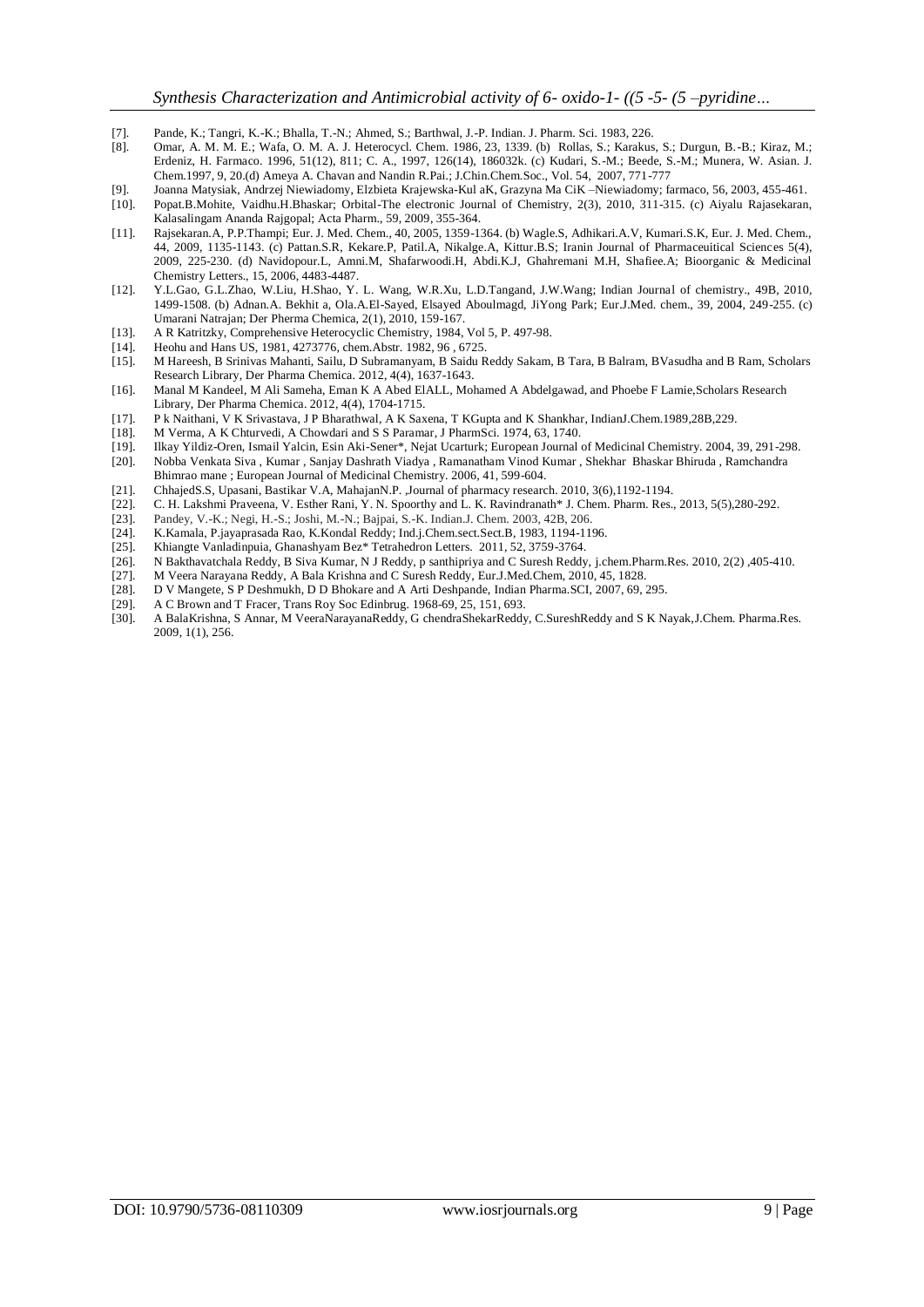[7]. Pande, K.; Tangri, K.-K.; Bhalla, T.-N.; Ahmed, S.; Barthwal, J.-P. Indian. J. Pharm. Sci. 1983, 226.

[8]. Omar, A. M. M. E.; Wafa, O. M. A. J. Heterocycl. Chem. 1986, 23, 1339. (b) Rollas, S.; Karakus, S.; Durgun, B.-B.; Kiraz, M.; Erdeniz, H. Farmaco. 1996, 51(12), 811; C. A., 1997, 126(14), 186032k. (c) Kudari, S.-M.; Beede, S.-M.; Munera, W. Asian. J. Chem.1997, 9, 20.(d) Ameya A. Chavan and Nandin R.Pai.; J.Chin.Chem.Soc., Vol. 54, 2007, 771-777

[9]. Joanna Matysiak, Andrzej Niewiadomy, Elzbieta Krajewska-Kul aK, Grazyna Ma CiK –Niewiadomy; farmaco, 56, 2003, 455-461.

[10]. Popat.B.Mohite, Vaidhu.H.Bhaskar; Orbital-The electronic Journal of Chemistry, 2(3), 2010, 311-315. (c) Aiyalu Rajasekaran, Kalasalingam Ananda Rajgopal; Acta Pharm., 59, 2009, 355-364.

[11]. Rajsekaran.A, P.P.Thampi; Eur. J. Med. Chem., 40, 2005, 1359-1364. (b) Wagle.S, Adhikari.A.V, Kumari.S.K, Eur. J. Med. Chem., 44, 2009, 1135-1143. (c) Pattan.S.R, Kekare.P, Patil.A, Nikalge.A, Kittur.B.S; Iranin Journal of Pharmaceuitical Sciences 5(4), 2009, 225-230. (d) Navidopour.L, Amni.M, Shafarwoodi.H, Abdi.K.J, Ghahremani M.H, Shafiee.A; Bioorganic & Medicinal Chemistry Letters., 15, 2006, 4483-4487.

[12]. Y.L.Gao, G.L.Zhao, W.Liu, H.Shao, Y. L. Wang, W.R.Xu, L.D.Tangand, J.W.Wang; Indian Journal of chemistry., 49B, 2010, 1499-1508. (b) Adnan.A. Bekhit a, Ola.A.El-Sayed, Elsayed Aboulmagd, JiYong Park; Eur.J.Med. chem., 39, 2004, 249-255. (c) Umarani Natrajan; Der Pherma Chemica, 2(1), 2010, 159-167.

[13]. A R Katritzky, Comprehensive Heterocyclic Chemistry, 1984, Vol 5, P. 497-98.

[14]. Heohu and Hans US, 1981, 4273776, chem.Abstr. 1982, 96 , 6725.

[15]. M Hareesh, B Srinivas Mahanti, Sailu, D Subramanyam, B Saidu Reddy Sakam, B Tara, B Balram, BVasudha and B Ram, Scholars Research Library, Der Pharma Chemica. 2012, 4(4), 1637-1643.

[16]. Manal M Kandeel, M Ali Sameha, Eman K A Abed ElALL, Mohamed A Abdelgawad, and Phoebe F Lamie,Scholars Research Library, Der Pharma Chemica. 2012, 4(4), 1704-1715.

[17]. P k Naithani, V K Srivastava, J P Bharathwal, A K Saxena, T KGupta and K Shankhar, IndianJ.Chem.1989,28B,229.

[18]. M Verma, A K Chturvedi, A Chowdari and S S Paramar, J PharmSci. 1974, 63, 1740.

[19]. Ilkay Yildiz-Oren, Ismail Yalcin, Esin Aki-Sener*, Nejat Ucarturk; European Journal of Medicinal Chemistry. 2004, 39, 291-298.

[20]. Nobba Venkata Siva , Kumar , Sanjay Dashrath Viadya , Ramanatham Vinod Kumar , Shekhar Bhaskar Bhiruda , Ramchandra Bhimrao mane ; European Journal of Medicinal Chemistry. 2006, 41, 599-604.

[21]. ChhajedS.S, Upasani, Bastikar V.A, MahajanN.P. ,Journal of pharmacy research. 2010, 3(6),1192-1194.

[22]. C. H. Lakshmi Praveena, V. Esther Rani, Y. N. Spoorthy and L. K. Ravindranath* J. Chem. Pharm. Res., 2013, 5(5),280-292.

[23]. Pandey, V.-K.; Negi, H.-S.; Joshi, M.-N.; Bajpai, S.-K. Indian.J. Chem. 2003, 42B, 206.

[24]. K.Kamala, P.jayaprasada Rao, K.Kondal Reddy; Ind.j.Chem.sect.Sect.B, 1983, 1194-1196.

[25]. Khiangte Vanladinpuia, Ghanashyam Bez* Tetrahedron Letters. 2011, 52, 3759-3764.

[26]. N Bakthavatchala Reddy, B Siva Kumar, N J Reddy, p santhipriya and C Suresh Reddy, j.chem.Pharm.Res. 2010, 2(2) ,405-410.

[27]. M Veera Narayana Reddy, A Bala Krishna and C Suresh Reddy, Eur.J.Med.Chem, 2010, 45, 1828.

[28]. D V Mangete, S P Deshmukh, D D Bhokare and A Arti Deshpande, Indian Pharma.SCI, 2007, 69, 295.

[29]. A C Brown and T Fracer, Trans Roy Soc Edinbrug. 1968-69, 25, 151, 693.

[30]. A BalaKrishna, S Annar, M VeeraNarayanaReddy, G chendraShekarReddy, C.SureshReddy and S K Nayak,J.Chem. Pharma.Res. 2009, 1(1), 256.